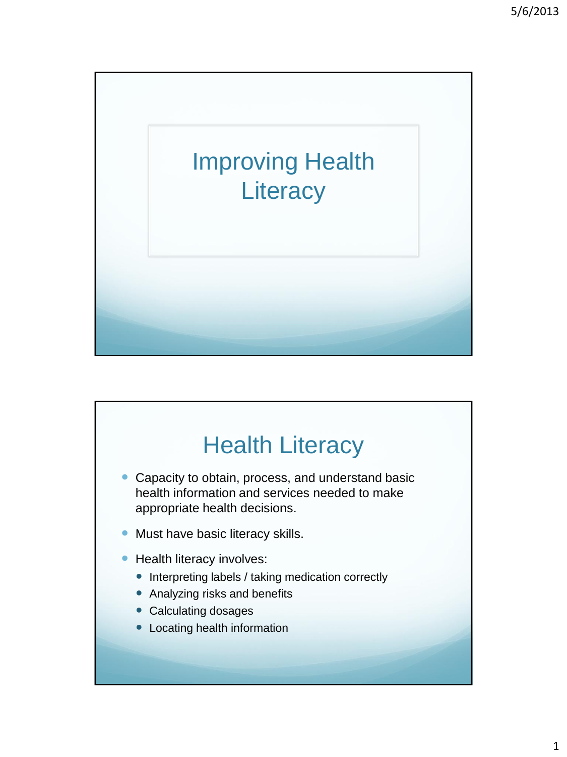# Improving Health Literacy

## Health Literacy

- Capacity to obtain, process, and understand basic health information and services needed to make appropriate health decisions.
- Must have basic literacy skills.
- Health literacy involves:
  - Interpreting labels / taking medication correctly
  - Analyzing risks and benefits
  - Calculating dosages
  - Locating health information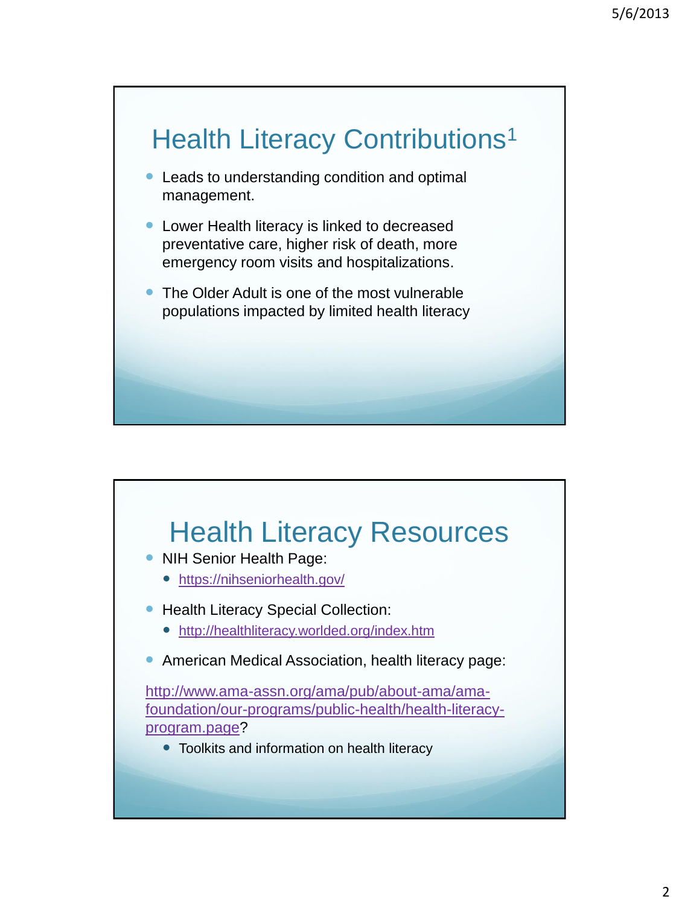## Health Literacy Contributions[1]

- Leads to understanding condition and optimal management.
- Lower Health literacy is linked to decreased preventative care, higher risk of death, more emergency room visits and hospitalizations.
- The Older Adult is one of the most vulnerable populations impacted by limited health literacy

## Health Literacy Resources

- NIH Senior Health Page:
  - https://nihseniorhealth.gov/
- Health Literacy Special Collection:
  - http://healthliteracy.worlded.org/index.htm
- American Medical Association, health literacy page:

http://www.ama-assn.org/ama/pub/about-ama/ama-foundation/our-programs/public-health/health-literacy-program.page?

  - Toolkits and information on health literacy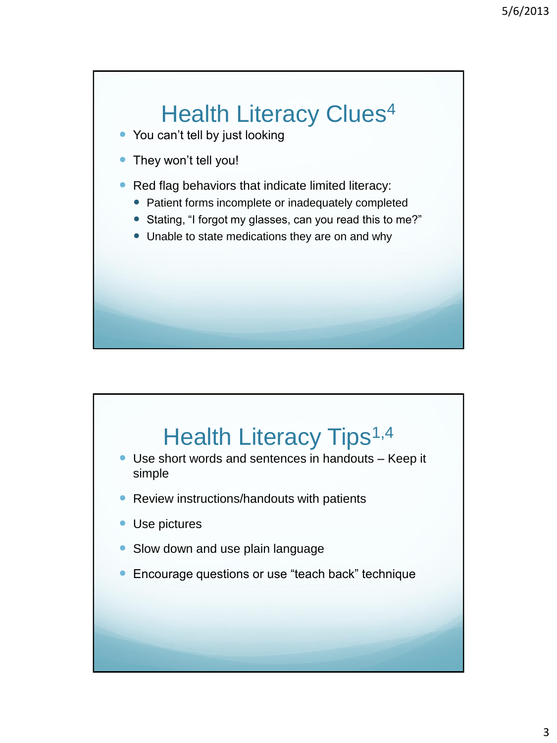## Health Literacy Clues[4]

- You can't tell by just looking
- They won't tell you!
- Red flag behaviors that indicate limited literacy:
  - Patient forms incomplete or inadequately completed
  - Stating, "I forgot my glasses, can you read this to me?"
  - Unable to state medications they are on and why

## Health Literacy Tips[1,4]

- Use short words and sentences in handouts – Keep it simple
- Review instructions/handouts with patients
- Use pictures
- Slow down and use plain language
- Encourage questions or use "teach back" technique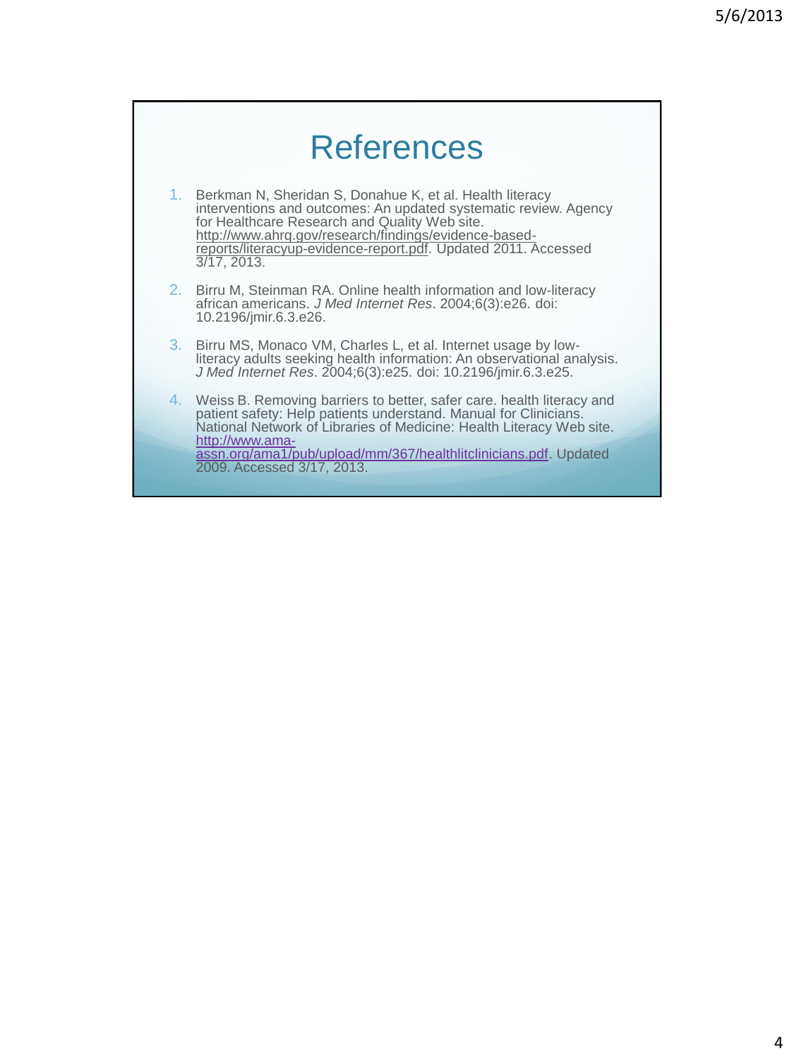# References

1. Berkman N, Sheridan S, Donahue K, et al. Health literacy interventions and outcomes: An updated systematic review. Agency for Healthcare Research and Quality Web site. http://www.ahrq.gov/research/findings/evidence-based-reports/literacyup-evidence-report.pdf. Updated 2011. Accessed 3/17, 2013.
2. Birru M, Steinman RA. Online health information and low-literacy african americans. *J Med Internet Res*. 2004;6(3):e26. doi: 10.2196/jmir.6.3.e26.
3. Birru MS, Monaco VM, Charles L, et al. Internet usage by low-literacy adults seeking health information: An observational analysis. *J Med Internet Res*. 2004;6(3):e25. doi: 10.2196/jmir.6.3.e25.
4. Weiss B. Removing barriers to better, safer care. health literacy and patient safety: Help patients understand. Manual for Clinicians. National Network of Libraries of Medicine: Health Literacy Web site. http://www.ama-assn.org/ama1/pub/upload/mm/367/healthlitclinicians.pdf. Updated 2009. Accessed 3/17, 2013.